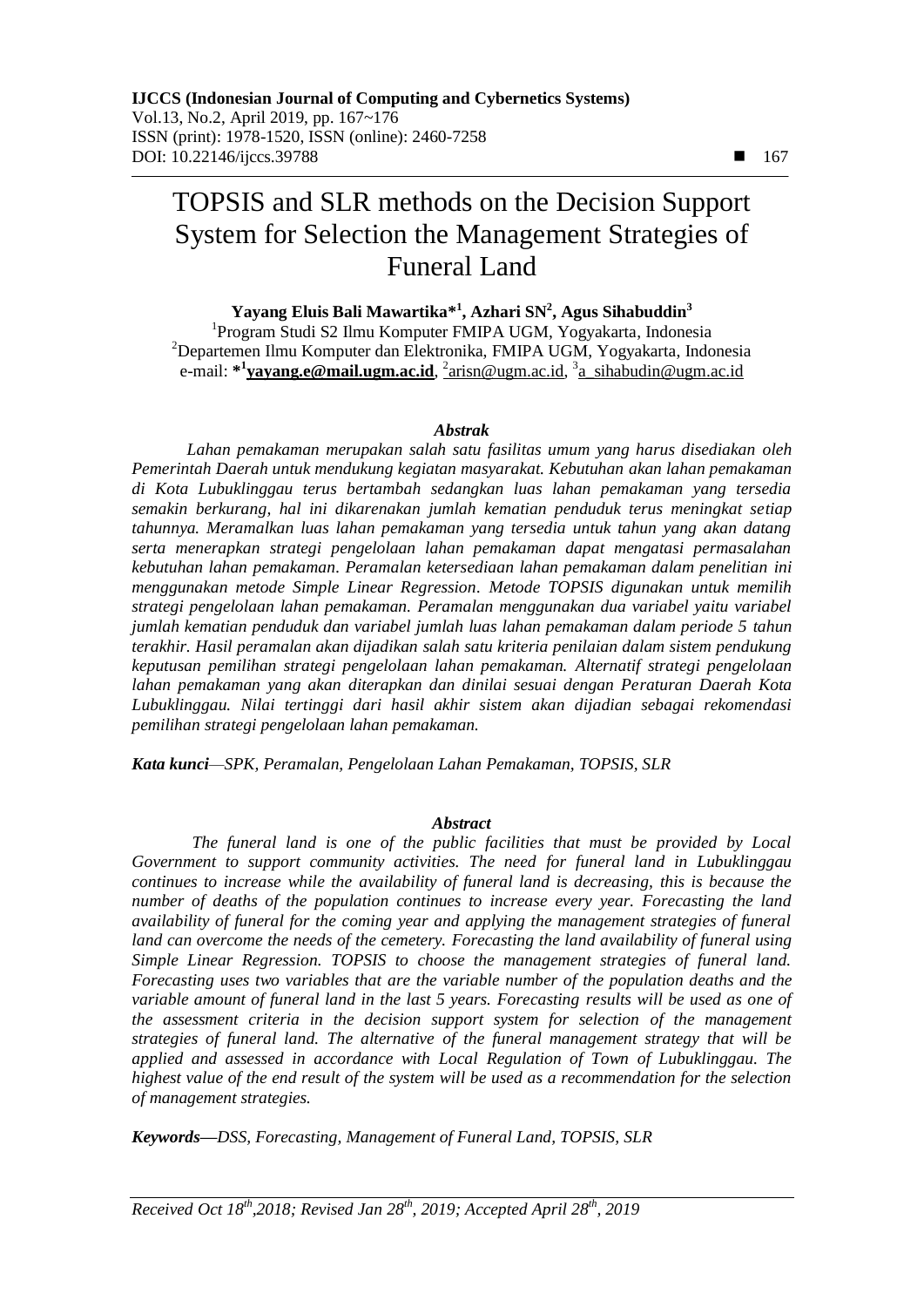# TOPSIS and SLR methods on the Decision Support System for Selection the Management Strategies of Funeral Land

**Yayang Eluis Bali Mawartika*[1], Azhari SN[2], Agus Sihabuddin[3]**

[1]Program Studi S2 Ilmu Komputer FMIPA UGM, Yogyakarta, Indonesia
[2]Departemen Ilmu Komputer dan Elektronika, FMIPA UGM, Yogyakarta, Indonesia
e-mail: *[1]**yayang.e@mail.ugm.ac.id**, [2]arisn@ugm.ac.id, [3]a_sihabudin@ugm.ac.id

### *Abstrak*

*Lahan pemakaman merupakan salah satu fasilitas umum yang harus disediakan oleh Pemerintah Daerah untuk mendukung kegiatan masyarakat. Kebutuhan akan lahan pemakaman di Kota Lubuklinggau terus bertambah sedangkan luas lahan pemakaman yang tersedia semakin berkurang, hal ini dikarenakan jumlah kematian penduduk terus meningkat setiap tahunnya. Meramalkan luas lahan pemakaman yang tersedia untuk tahun yang akan datang serta menerapkan strategi pengelolaan lahan pemakaman dapat mengatasi permasalahan kebutuhan lahan pemakaman. Peramalan ketersediaan lahan pemakaman dalam penelitian ini menggunakan metode Simple Linear Regression. Metode TOPSIS digunakan untuk memilih strategi pengelolaan lahan pemakaman. Peramalan menggunakan dua variabel yaitu variabel jumlah kematian penduduk dan variabel jumlah luas lahan pemakaman dalam periode 5 tahun terakhir. Hasil peramalan akan dijadikan salah satu kriteria penilaian dalam sistem pendukung keputusan pemilihan strategi pengelolaan lahan pemakaman. Alternatif strategi pengelolaan lahan pemakaman yang akan diterapkan dan dinilai sesuai dengan Peraturan Daerah Kota Lubuklinggau. Nilai tertinggi dari hasil akhir sistem akan dijadian sebagai rekomendasi pemilihan strategi pengelolaan lahan pemakaman.*

***Kata kunci****—SPK, Peramalan, Pengelolaan Lahan Pemakaman, TOPSIS, SLR*

### *Abstract*

*The funeral land is one of the public facilities that must be provided by Local Government to support community activities. The need for funeral land in Lubuklinggau continues to increase while the availability of funeral land is decreasing, this is because the number of deaths of the population continues to increase every year. Forecasting the land availability of funeral for the coming year and applying the management strategies of funeral land can overcome the needs of the cemetery. Forecasting the land availability of funeral using Simple Linear Regression. TOPSIS to choose the management strategies of funeral land. Forecasting uses two variables that are the variable number of the population deaths and the variable amount of funeral land in the last 5 years. Forecasting results will be used as one of the assessment criteria in the decision support system for selection of the management strategies of funeral land. The alternative of the funeral management strategy that will be applied and assessed in accordance with Local Regulation of Town of Lubuklinggau. The highest value of the end result of the system will be used as a recommendation for the selection of management strategies.*

***Keywords—****DSS, Forecasting, Management of Funeral Land, TOPSIS, SLR*

*Received Oct 18th,2018; Revised Jan 28th, 2019; Accepted April 28th, 2019*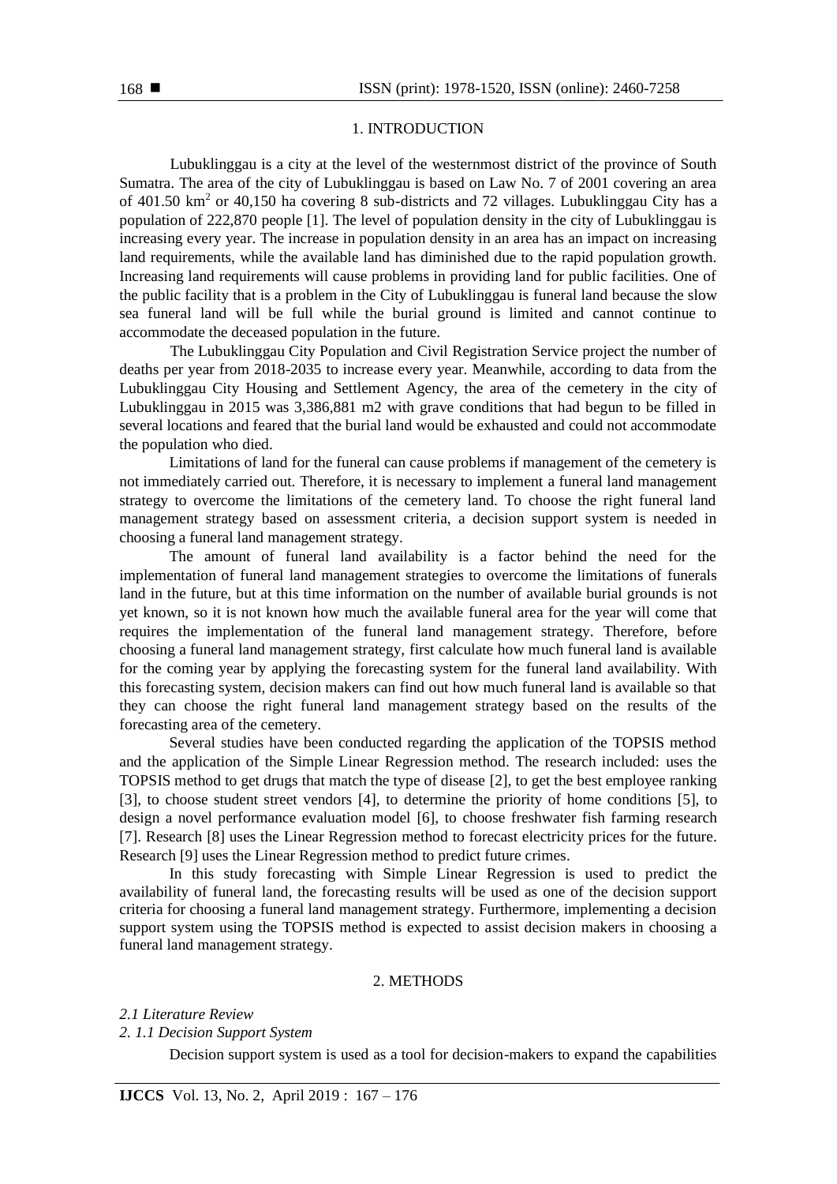## 1. INTRODUCTION

Lubuklinggau is a city at the level of the westernmost district of the province of South Sumatra. The area of the city of Lubuklinggau is based on Law No. 7 of 2001 covering an area of 401.50 $km^2$ or 40,150 ha covering 8 sub-districts and 72 villages. Lubuklinggau City has a population of 222,870 people [1]. The level of population density in the city of Lubuklinggau is increasing every year. The increase in population density in an area has an impact on increasing land requirements, while the available land has diminished due to the rapid population growth. Increasing land requirements will cause problems in providing land for public facilities. One of the public facility that is a problem in the City of Lubuklinggau is funeral land because the slow sea funeral land will be full while the burial ground is limited and cannot continue to accommodate the deceased population in the future.

The Lubuklinggau City Population and Civil Registration Service project the number of deaths per year from 2018-2035 to increase every year. Meanwhile, according to data from the Lubuklinggau City Housing and Settlement Agency, the area of the cemetery in the city of Lubuklinggau in 2015 was 3,386,881 m2 with grave conditions that had begun to be filled in several locations and feared that the burial land would be exhausted and could not accommodate the population who died.

Limitations of land for the funeral can cause problems if management of the cemetery is not immediately carried out. Therefore, it is necessary to implement a funeral land management strategy to overcome the limitations of the cemetery land. To choose the right funeral land management strategy based on assessment criteria, a decision support system is needed in choosing a funeral land management strategy.

The amount of funeral land availability is a factor behind the need for the implementation of funeral land management strategies to overcome the limitations of funerals land in the future, but at this time information on the number of available burial grounds is not yet known, so it is not known how much the available funeral area for the year will come that requires the implementation of the funeral land management strategy. Therefore, before choosing a funeral land management strategy, first calculate how much funeral land is available for the coming year by applying the forecasting system for the funeral land availability. With this forecasting system, decision makers can find out how much funeral land is available so that they can choose the right funeral land management strategy based on the results of the forecasting area of the cemetery.

Several studies have been conducted regarding the application of the TOPSIS method and the application of the Simple Linear Regression method. The research included: uses the TOPSIS method to get drugs that match the type of disease [2], to get the best employee ranking [3], to choose student street vendors [4], to determine the priority of home conditions [5], to design a novel performance evaluation model [6], to choose freshwater fish farming research [7]. Research [8] uses the Linear Regression method to forecast electricity prices for the future. Research [9] uses the Linear Regression method to predict future crimes.

In this study forecasting with Simple Linear Regression is used to predict the availability of funeral land, the forecasting results will be used as one of the decision support criteria for choosing a funeral land management strategy. Furthermore, implementing a decision support system using the TOPSIS method is expected to assist decision makers in choosing a funeral land management strategy.

## 2. METHODS

### *2.1 Literature Review*

#### *2. 1.1 Decision Support System*

Decision support system is used as a tool for decision-makers to expand the capabilities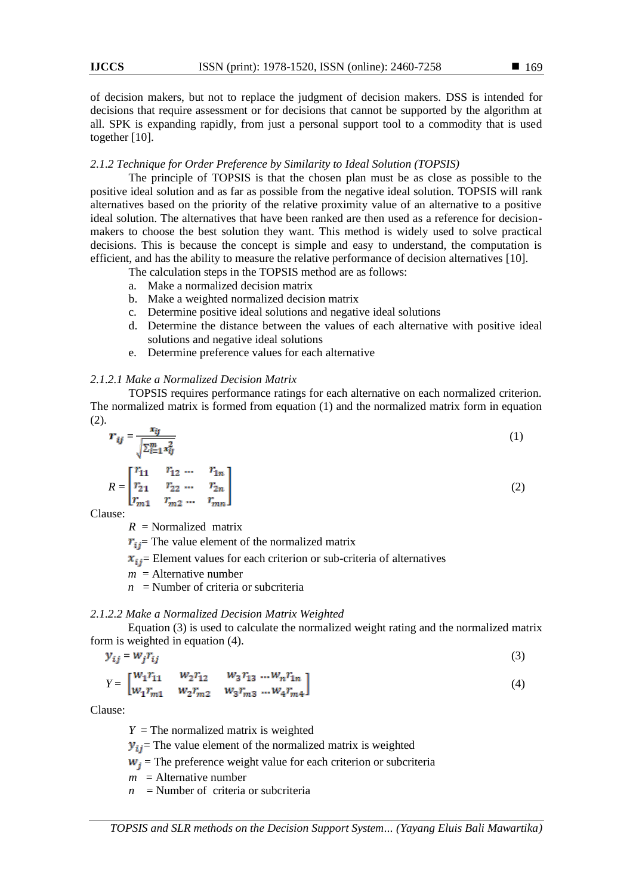of decision makers, but not to replace the judgment of decision makers. DSS is intended for decisions that require assessment or for decisions that cannot be supported by the algorithm at all. SPK is expanding rapidly, from just a personal support tool to a commodity that is used together [10].

#### *2.1.2 Technique for Order Preference by Similarity to Ideal Solution (TOPSIS)*

The principle of TOPSIS is that the chosen plan must be as close as possible to the positive ideal solution and as far as possible from the negative ideal solution. TOPSIS will rank alternatives based on the priority of the relative proximity value of an alternative to a positive ideal solution. The alternatives that have been ranked are then used as a reference for decision-makers to choose the best solution they want. This method is widely used to solve practical decisions. This is because the concept is simple and easy to understand, the computation is efficient, and has the ability to measure the relative performance of decision alternatives [10].

The calculation steps in the TOPSIS method are as follows:

a. Make a normalized decision matrix
b. Make a weighted normalized decision matrix
c. Determine positive ideal solutions and negative ideal solutions
d. Determine the distance between the values of each alternative with positive ideal solutions and negative ideal solutions
e. Determine preference values for each alternative

##### *2.1.2.1 Make a Normalized Decision Matrix*

TOPSIS requires performance ratings for each alternative on each normalized criterion. The normalized matrix is formed from equation (1) and the normalized matrix form in equation (2).

$$r_{ij} = \frac{x_{ij}}{\sqrt{\sum_{i=1}^{m} x_{ij}^2}} \tag{1}$$

$$R = \begin{bmatrix} r_{11} & r_{12} \cdots & r_{1n} \\ r_{21} & r_{22} \cdots & r_{2n} \\ r_{m1} & r_{m2} \cdots & r_{mn} \end{bmatrix} \tag{2}$$

Clause:

$R$ = Normalized matrix
$r_{ij}$= The value element of the normalized matrix
$x_{ij}$= Element values for each criterion or sub-criteria of alternatives
$m$ = Alternative number
$n$ = Number of criteria or subcriteria

##### *2.1.2.2 Make a Normalized Decision Matrix Weighted*

Equation (3) is used to calculate the normalized weight rating and the normalized matrix form is weighted in equation (4).

$$y_{ij} = w_j r_{ij} \tag{3}$$

$$Y = \begin{bmatrix} w_1 r_{11} & w_2 r_{12} & w_3 r_{13} \cdots w_n r_{1n} \\ w_1 r_{m1} & w_2 r_{m2} & w_3 r_{m3} \cdots w_4 r_{m4} \end{bmatrix} \tag{4}$$

Clause:

$Y$ = The normalized matrix is weighted
$y_{ij}$= The value element of the normalized matrix is weighted
$w_j$ = The preference weight value for each criterion or subcriteria
$m$ = Alternative number
$n$ = Number of criteria or subcriteria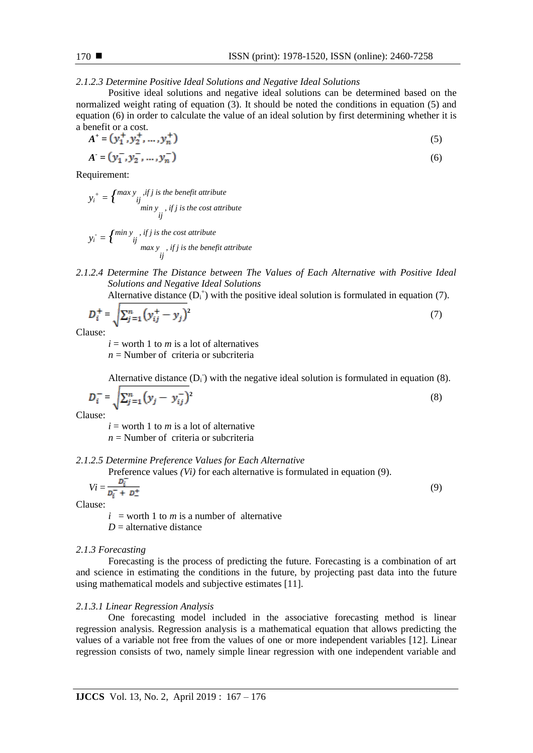#### 2.1.2.3 Determine Positive Ideal Solutions and Negative Ideal Solutions

Positive ideal solutions and negative ideal solutions can be determined based on the normalized weight rating of equation (3). It should be noted the conditions in equation (5) and equation (6) in order to calculate the value of an ideal solution by first determining whether it is a benefit or a cost.

$$A^{+} = (y_1^{+}, y_2^{+}, \dots, y_n^{+}) \tag{5}$$

$$A^{-} = (y_1^{-}, y_2^{-}, \dots, y_n^{-}) \tag{6}$$

Requirement:

$$y_i^{+} = \begin{cases} \max y_{ij}, & \text{if } j \text{ is the benefit attribute} \\ \min y_{ij}, & \text{if } j \text{ is the cost attribute} \end{cases}$$

$$y_i^{-} = \begin{cases} \min y_{ij}, & \text{if } j \text{ is the cost attribute} \\ \max y_{ij}, & \text{if } j \text{ is the benefit attribute} \end{cases}$$

#### 2.1.2.4 Determine The Distance between The Values of Each Alternative with Positive Ideal Solutions and Negative Ideal Solutions

Alternative distance ($D_i^{+}$) with the positive ideal solution is formulated in equation (7).

$$D_i^{+} = \sqrt{\sum_{j=1}^{n} (y_{ij}^{+} - y_j)^2} \tag{7}$$

Clause:

$i$ = worth 1 to $m$ is a lot of alternatives
$n$ = Number of criteria or subcriteria

Alternative distance ($D_i^{-}$) with the negative ideal solution is formulated in equation (8).

$$D_i^{-} = \sqrt{\sum_{j=1}^{n} (y_j - y_{ij}^{-})^2} \tag{8}$$

Clause:

$i$ = worth 1 to $m$ is a lot of alternative
$n$ = Number of criteria or subcriteria

#### 2.1.2.5 Determine Preference Values for Each Alternative

Preference values *(Vi)* for each alternative is formulated in equation (9).

$$Vi = \frac{D_i^{-}}{D_i^{-} + D_i^{+}} \tag{9}$$

Clause:

$i$ = worth 1 to $m$ is a number of alternative
$D$ = alternative distance

### 2.1.3 Forecasting

Forecasting is the process of predicting the future. Forecasting is a combination of art and science in estimating the conditions in the future, by projecting past data into the future using mathematical models and subjective estimates [11].

#### 2.1.3.1 Linear Regression Analysis

One forecasting model included in the associative forecasting method is linear regression analysis. Regression analysis is a mathematical equation that allows predicting the values of a variable not free from the values of one or more independent variables [12]. Linear regression consists of two, namely simple linear regression with one independent variable and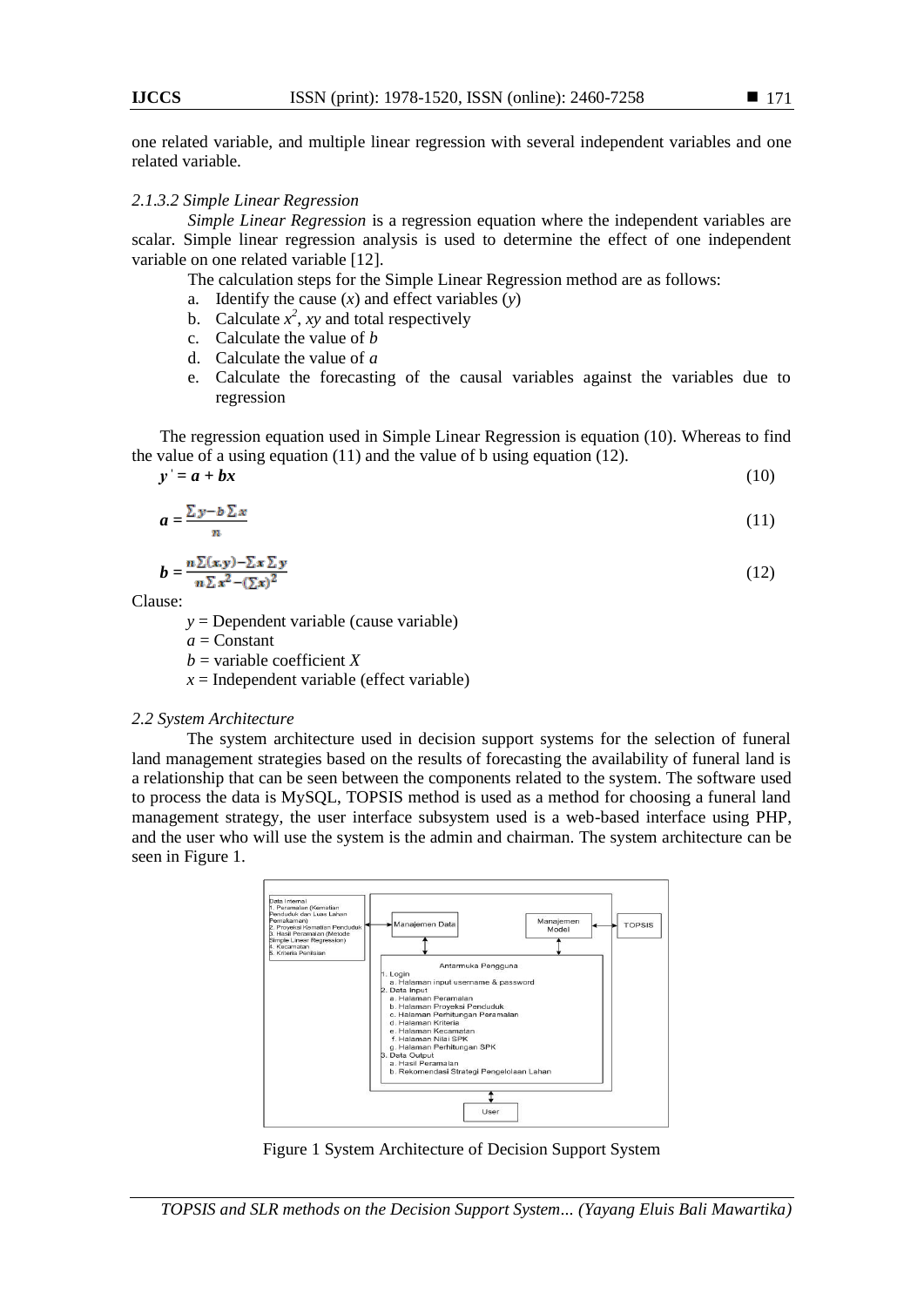one related variable, and multiple linear regression with several independent variables and one related variable.

#### *2.1.3.2 Simple Linear Regression*

*Simple Linear Regression* is a regression equation where the independent variables are scalar. Simple linear regression analysis is used to determine the effect of one independent variable on one related variable [12].

The calculation steps for the Simple Linear Regression method are as follows:

a. Identify the cause ($x$) and effect variables ($y$)
b. Calculate $x^2$, $xy$ and total respectively
c. Calculate the value of $b$
d. Calculate the value of $a$
e. Calculate the forecasting of the causal variables against the variables due to regression

The regression equation used in Simple Linear Regression is equation (10). Whereas to find the value of a using equation (11) and the value of b using equation (12).

$$y' = a + bx \tag{10}$$

$$a = \frac{\sum y - b \sum x}{n} \tag{11}$$

$$b = \frac{n \sum (x.y) - \sum x \sum y}{n \sum x^2 - (\sum x)^2} \tag{12}$$

Clause:

$y$ = Dependent variable (cause variable)
$a$ = Constant
$b$ = variable coefficient $X$
$x$ = Independent variable (effect variable)

### *2.2 System Architecture*

The system architecture used in decision support systems for the selection of funeral land management strategies based on the results of forecasting the availability of funeral land is a relationship that can be seen between the components related to the system. The software used to process the data is MySQL, TOPSIS method is used as a method for choosing a funeral land management strategy, the user interface subsystem used is a web-based interface using PHP, and the user who will use the system is the admin and chairman. The system architecture can be seen in Figure 1.

Figure 1 System Architecture of Decision Support System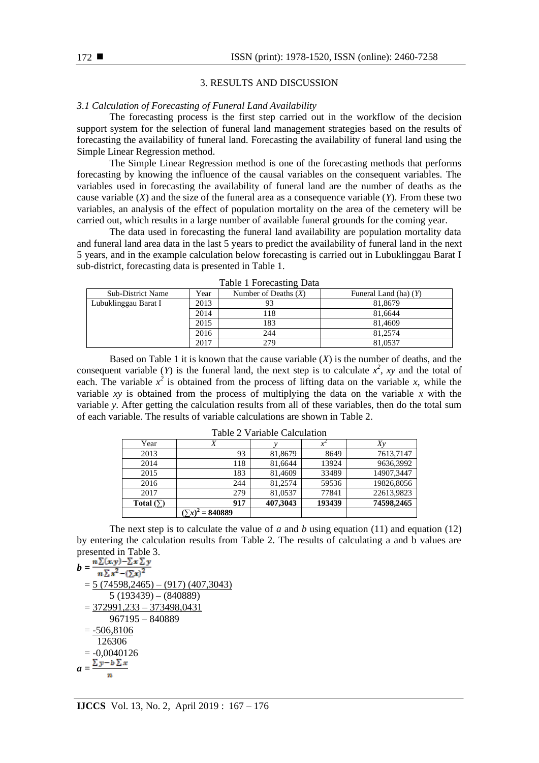## 3. RESULTS AND DISCUSSION

### *3.1 Calculation of Forecasting of Funeral Land Availability*

The forecasting process is the first step carried out in the workflow of the decision support system for the selection of funeral land management strategies based on the results of forecasting the availability of funeral land. Forecasting the availability of funeral land using the Simple Linear Regression method.

The Simple Linear Regression method is one of the forecasting methods that performs forecasting by knowing the influence of the causal variables on the consequent variables. The variables used in forecasting the availability of funeral land are the number of deaths as the cause variable ($X$) and the size of the funeral area as a consequence variable ($Y$). From these two variables, an analysis of the effect of population mortality on the area of the cemetery will be carried out, which results in a large number of available funeral grounds for the coming year.

The data used in forecasting the funeral land availability are population mortality data and funeral land area data in the last 5 years to predict the availability of funeral land in the next 5 years, and in the example calculation below forecasting is carried out in Lubuklinggau Barat I sub-district, forecasting data is presented in Table 1.

Table 1 Forecasting Data

| Sub-District Name | Year | Number of Deaths ($X$) | Funeral Land (ha) ($Y$) |
|---|---|---|---|
| Lubuklinggau Barat I | 2013 | 93 | 81,8679 |
| | 2014 | 118 | 81,6644 |
| | 2015 | 183 | 81,4609 |
| | 2016 | 244 | 81,2574 |
| | 2017 | 279 | 81,0537 |

Based on Table 1 it is known that the cause variable ($X$) is the number of deaths, and the consequent variable ($Y$) is the funeral land, the next step is to calculate $x^2$, $xy$ and the total of each. The variable $x^2$ is obtained from the process of lifting data on the variable $x$, while the variable $xy$ is obtained from the process of multiplying the data on the variable $x$ with the variable $y$. After getting the calculation results from all of these variables, then do the total sum of each variable. The results of variable calculations are shown in Table 2.

Table 2 Variable Calculation

| Year | $X$ | $y$ | $x^2$ | $Xy$ |
|---|---|---|---|---|
| 2013 | 93 | 81,8679 | 8649 | 7613,7147 |
| 2014 | 118 | 81,6644 | 13924 | 9636,3992 |
| 2015 | 183 | 81,4609 | 33489 | 14907,3447 |
| 2016 | 244 | 81,2574 | 59536 | 19826,8056 |
| 2017 | 279 | 81,0537 | 77841 | 22613,9823 |
| **Total (∑)** | **917** | **407,3043** | **193439** | **74598,2465** |
| | **$(\sum x)^2$ = 840889** | | | |

The next step is to calculate the value of $a$ and $b$ using equation (11) and equation (12) by entering the calculation results from Table 2. The results of calculating a and b values are presented in Table 3.

$$b = \frac{n\sum(x.y) - \sum x \sum y}{n\sum x^2 - (\sum x)^2}$$

$$= \frac{5\ (74598{,}2465) - (917)\ (407{,}3043)}{5\ (193439) - (840889)}$$

$$= \frac{372991{,}233 - 373498{,}0431}{967195 - 840889}$$

$$= \frac{-506{,}8106}{126306}$$

$$= -0{,}0040126$$

$$a = \frac{\sum y - b \sum x}{n}$$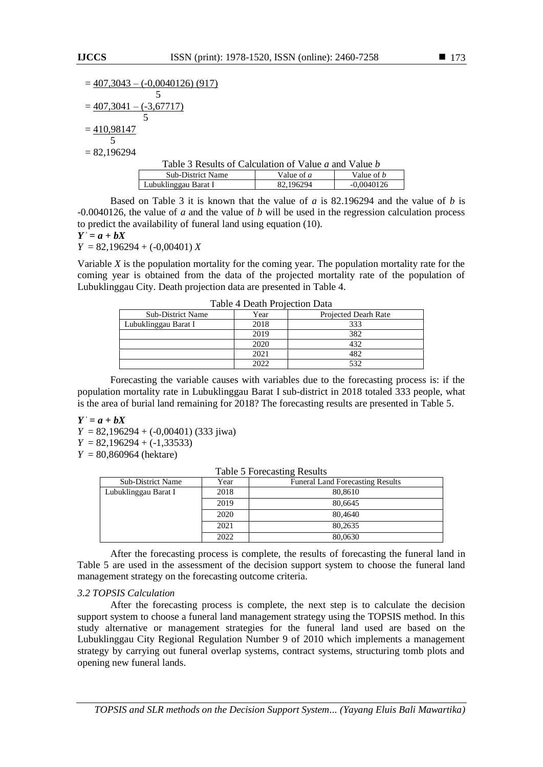$$= \frac{407,3043 - (-0,0040126)\ (917)}{5}$$

$$= \frac{407,3041 - (-3,67717)}{5}$$

$$= \frac{410,98147}{5}$$

$$= 82,196294$$

Table 3 Results of Calculation of Value *a* and Value *b*

| Sub-District Name | Value of *a* | Value of *b* |
|---|---|---|
| Lubuklinggau Barat I | 82,196294 | -0,0040126 |

Based on Table 3 it is known that the value of $a$ is 82.196294 and the value of $b$ is -0.0040126, the value of $a$ and the value of $b$ will be used in the regression calculation process to predict the availability of funeral land using equation (10).

$$Y' = a + bX$$

$$Y = 82,196294 + (-0,00401)\ X$$

Variable $X$ is the population mortality for the coming year. The population mortality rate for the coming year is obtained from the data of the projected mortality rate of the population of Lubuklinggau City. Death projection data are presented in Table 4.

Table 4 Death Projection Data

| Sub-District Name | Year | Projected Dearh Rate |
|---|---|---|
| Lubuklinggau Barat I | 2018 | 333 |
| | 2019 | 382 |
| | 2020 | 432 |
| | 2021 | 482 |
| | 2022 | 532 |

Forecasting the variable causes with variables due to the forecasting process is: if the population mortality rate in Lubuklinggau Barat I sub-district in 2018 totaled 333 people, what is the area of burial land remaining for 2018? The forecasting results are presented in Table 5.

$$Y' = a + bX$$

$$Y = 82,196294 + (-0,00401)\ (333\ \text{jiwa})$$

$$Y = 82,196294 + (-1,33533)$$

$$Y = 80,860964\ (\text{hektare})$$

Table 5 Forecasting Results

| Sub-District Name | Year | Funeral Land Forecasting Results |
|---|---|---|
| Lubuklinggau Barat I | 2018 | 80,8610 |
| | 2019 | 80,6645 |
| | 2020 | 80,4640 |
| | 2021 | 80,2635 |
| | 2022 | 80,0630 |

After the forecasting process is complete, the results of forecasting the funeral land in Table 5 are used in the assessment of the decision support system to choose the funeral land management strategy on the forecasting outcome criteria.

### *3.2 TOPSIS Calculation*

After the forecasting process is complete, the next step is to calculate the decision support system to choose a funeral land management strategy using the TOPSIS method. In this study alternative or management strategies for the funeral land used are based on the Lubuklinggau City Regional Regulation Number 9 of 2010 which implements a management strategy by carrying out funeral overlap systems, contract systems, structuring tomb plots and opening new funeral lands.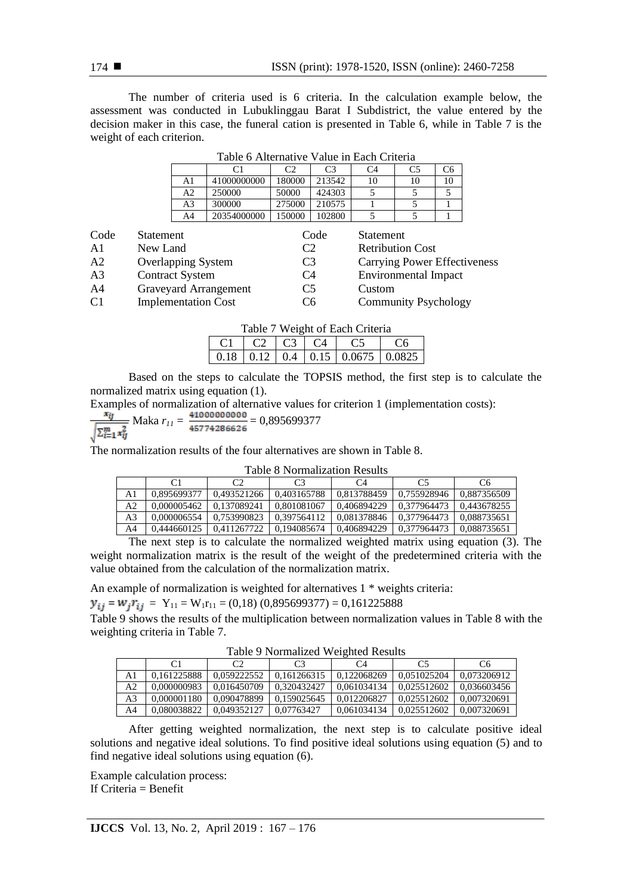The number of criteria used is 6 criteria. In the calculation example below, the assessment was conducted in Lubuklinggau Barat I Subdistrict, the value entered by the decision maker in this case, the funeral cation is presented in Table 6, while in Table 7 is the weight of each criterion.

Table 6 Alternative Value in Each Criteria

| | C1 | C2 | C3 | C4 | C5 | C6 |
|---|---|---|---|---|---|---|
| A1 | 41000000000 | 180000 | 213542 | 10 | 10 | 10 |
| A2 | 250000 | 50000 | 424303 | 5 | 5 | 5 |
| A3 | 300000 | 275000 | 210575 | 1 | 5 | 1 |
| A4 | 20354000000 | 150000 | 102800 | 5 | 5 | 1 |

| Code | Statement | Code | Statement |
|---|---|---|---|
| A1 | New Land | C2 | Retribution Cost |
| A2 | Overlapping System | C3 | Carrying Power Effectiveness |
| A3 | Contract System | C4 | Environmental Impact |
| A4 | Graveyard Arrangement | C5 | Custom |
| C1 | Implementation Cost | C6 | Community Psychology |

Table 7 Weight of Each Criteria

| C1 | C2 | C3 | C4 | C5 | C6 |
|---|---|---|---|---|---|
| 0.18 | 0.12 | 0.4 | 0.15 | 0.0675 | 0.0825 |

Based on the steps to calculate the TOPSIS method, the first step is to calculate the normalized matrix using equation (1).

Examples of normalization of alternative values for criterion 1 (implementation costs):

$\frac{x_{ij}}{\sqrt{\sum_{i=1}^{m} x_{ij}^2}}$ Maka $r_{11} = \frac{41000000000}{45774286626} = 0{,}895699377$

The normalization results of the four alternatives are shown in Table 8.

Table 8 Normalization Results

| | C1 | C2 | C3 | C4 | C5 | C6 |
|---|---|---|---|---|---|---|
| A1 | 0,895699377 | 0,493521266 | 0,403165788 | 0,813788459 | 0,755928946 | 0,887356509 |
| A2 | 0,000005462 | 0,137089241 | 0,801081067 | 0,406894229 | 0,377964473 | 0,443678255 |
| A3 | 0,000006554 | 0,753990823 | 0,397564112 | 0,081378846 | 0,377964473 | 0,088735651 |
| A4 | 0,444660125 | 0,411267722 | 0,194085674 | 0,406894229 | 0,377964473 | 0,088735651 |

The next step is to calculate the normalized weighted matrix using equation (3). The weight normalization matrix is the result of the weight of the predetermined criteria with the value obtained from the calculation of the normalization matrix.

An example of normalization is weighted for alternatives 1 * weights criteria:

$y_{ij} = w_j r_{ij}$ = $Y_{11} = W_1 r_{11}$ = (0,18) (0,895699377) = 0,161225888

Table 9 shows the results of the multiplication between normalization values in Table 8 with the weighting criteria in Table 7.

Table 9 Normalized Weighted Results

| | C1 | C2 | C3 | C4 | C5 | C6 |
|---|---|---|---|---|---|---|
| A1 | 0,161225888 | 0,059222552 | 0,161266315 | 0,122068269 | 0,051025204 | 0,073206912 |
| A2 | 0,000000983 | 0,016450709 | 0,320432427 | 0,061034134 | 0,025512602 | 0,036603456 |
| A3 | 0,000001180 | 0,090478899 | 0,159025645 | 0,012206827 | 0,025512602 | 0,007320691 |
| A4 | 0,080038822 | 0,049352127 | 0,07763427 | 0,061034134 | 0,025512602 | 0,007320691 |

After getting weighted normalization, the next step is to calculate positive ideal solutions and negative ideal solutions. To find positive ideal solutions using equation (5) and to find negative ideal solutions using equation (6).

Example calculation process:
If Criteria = Benefit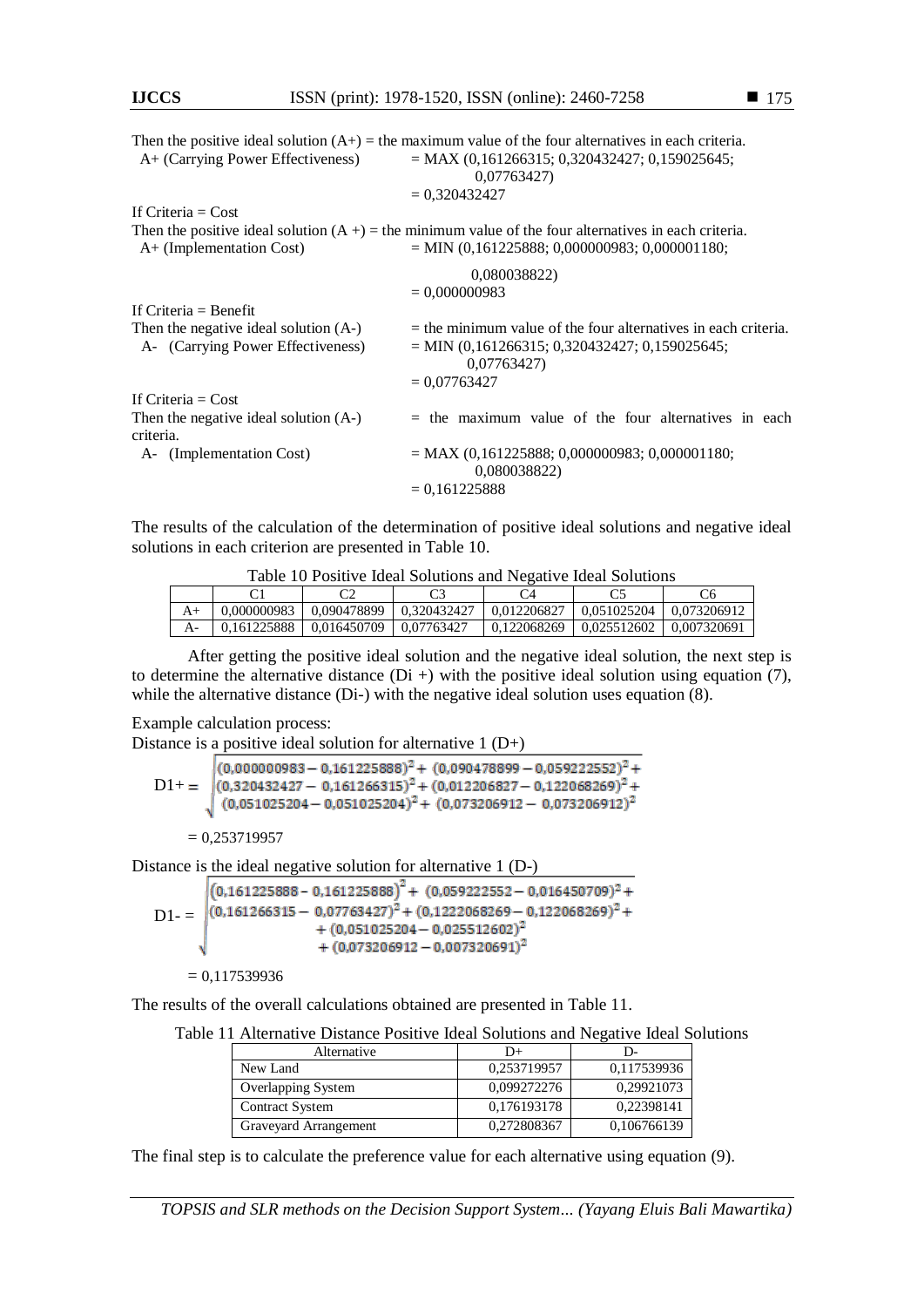Then the positive ideal solution (A+) = the maximum value of the four alternatives in each criteria.

A+ (Carrying Power Effectiveness) = MAX (0,161266315; 0,320432427; 0,159025645; 0,07763427)
= 0,320432427

If Criteria = Cost

Then the positive ideal solution (A +) = the minimum value of the four alternatives in each criteria.

A+ (Implementation Cost) = MIN (0,161225888; 0,000000983; 0,000001180; 0,080038822)
= 0,000000983

If Criteria = Benefit

Then the negative ideal solution (A-) = the minimum value of the four alternatives in each criteria.

A- (Carrying Power Effectiveness) = MIN (0,161266315; 0,320432427; 0,159025645; 0,07763427)
= 0,07763427

If Criteria = Cost

Then the negative ideal solution (A-) = the maximum value of the four alternatives in each criteria.

A- (Implementation Cost) = MAX (0,161225888; 0,000000983; 0,000001180; 0,080038822)
= 0,161225888

The results of the calculation of the determination of positive ideal solutions and negative ideal solutions in each criterion are presented in Table 10.

Table 10 Positive Ideal Solutions and Negative Ideal Solutions

| | C1 | C2 | C3 | C4 | C5 | C6 |
|---|---|---|---|---|---|---|
| A+ | 0,000000983 | 0,090478899 | 0,320432427 | 0,012206827 | 0,051025204 | 0,073206912 |
| A- | 0,161225888 | 0,016450709 | 0,07763427 | 0,122068269 | 0,025512602 | 0,007320691 |

After getting the positive ideal solution and the negative ideal solution, the next step is to determine the alternative distance (Di +) with the positive ideal solution using equation (7), while the alternative distance (Di-) with the negative ideal solution uses equation (8).

Example calculation process:

Distance is a positive ideal solution for alternative 1 (D+)

$$D1+ = \sqrt{\begin{array}{c}(0{,}000000983 - 0{,}161225888)^2 + (0{,}090478899 - 0{,}059222552)^2 + \\ (0{,}320432427 - 0{,}161266315)^2 + (0{,}012206827 - 0{,}122068269)^2 + \\ (0{,}051025204 - 0{,}051025204)^2 + (0{,}073206912 - 0{,}073206912)^2\end{array}}$$

= 0,253719957

Distance is the ideal negative solution for alternative 1 (D-)

$$D1- = \sqrt{\begin{array}{c}(0{,}161225888 - 0{,}161225888)^2 + (0{,}059222552 - 0{,}016450709)^2 + \\ (0{,}161266315 - 0{,}07763427)^2 + (0{,}1222068269 - 0{,}122068269)^2 + \\ + (0{,}051025204 - 0{,}025512602)^2 \\ + (0{,}073206912 - 0{,}007320691)^2\end{array}}$$

= 0,117539936

The results of the overall calculations obtained are presented in Table 11.

Table 11 Alternative Distance Positive Ideal Solutions and Negative Ideal Solutions

| Alternative | D+ | D- |
|---|---|---|
| New Land | 0,253719957 | 0,117539936 |
| Overlapping System | 0,099272276 | 0,29921073 |
| Contract System | 0,176193178 | 0,22398141 |
| Graveyard Arrangement | 0,272808367 | 0,106766139 |

The final step is to calculate the preference value for each alternative using equation (9).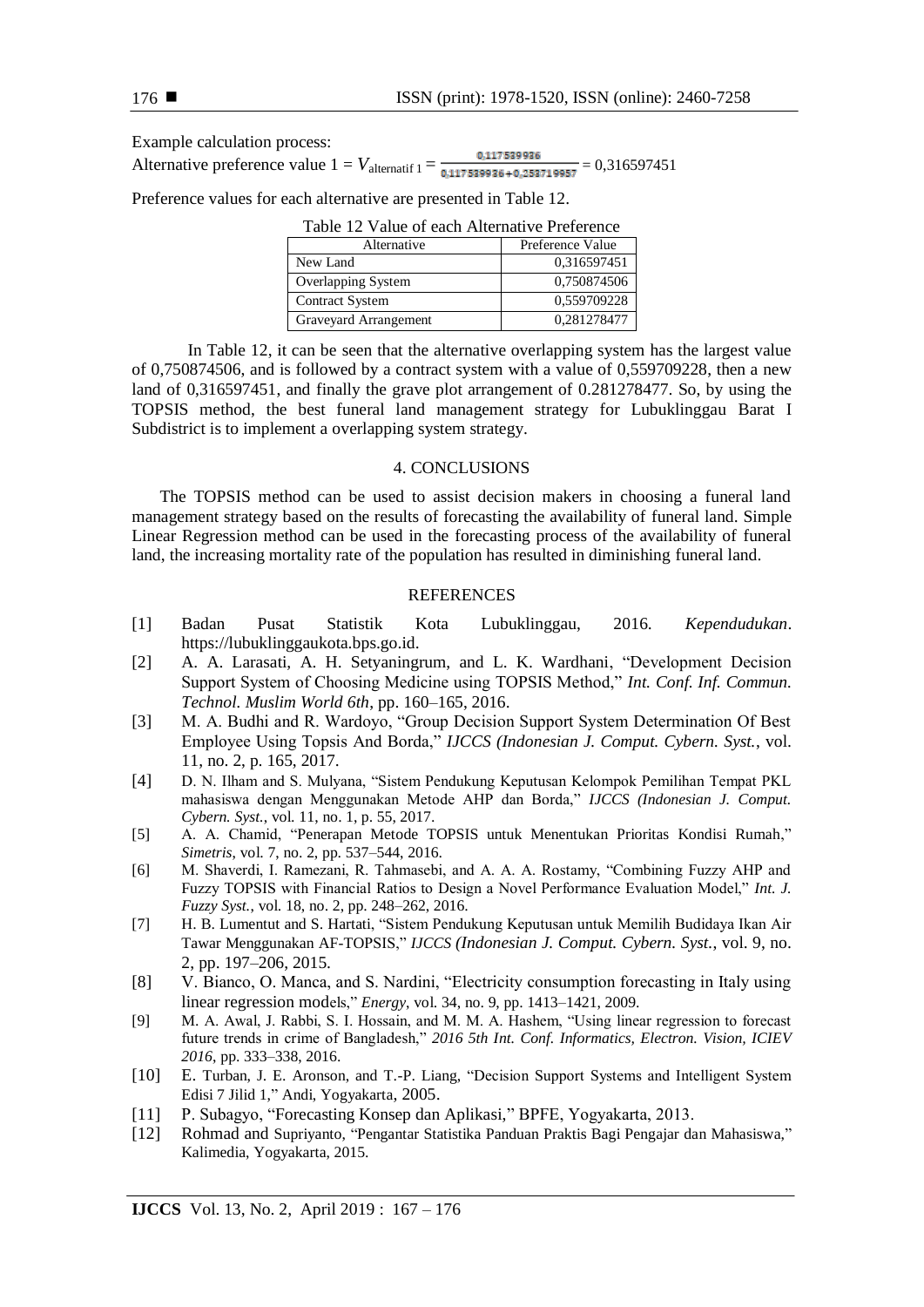Example calculation process:

Alternative preference value 1 = $V_{\text{alternatif 1}} = \frac{0,117539936}{0,117539936+0,253719957}$ = 0,316597451

Preference values for each alternative are presented in Table 12.

Table 12 Value of each Alternative Preference

| Alternative | Preference Value |
|---|---|
| New Land | 0,316597451 |
| Overlapping System | 0,750874506 |
| Contract System | 0,559709228 |
| Graveyard Arrangement | 0,281278477 |

In Table 12, it can be seen that the alternative overlapping system has the largest value of 0,750874506, and is followed by a contract system with a value of 0,559709228, then a new land of 0,316597451, and finally the grave plot arrangement of 0.281278477. So, by using the TOPSIS method, the best funeral land management strategy for Lubuklinggau Barat I Subdistrict is to implement a overlapping system strategy.

## 4. CONCLUSIONS

The TOPSIS method can be used to assist decision makers in choosing a funeral land management strategy based on the results of forecasting the availability of funeral land. Simple Linear Regression method can be used in the forecasting process of the availability of funeral land, the increasing mortality rate of the population has resulted in diminishing funeral land.

## REFERENCES

[1] Badan Pusat Statistik Kota Lubuklinggau, 2016. *Kependudukan*. https://lubuklinggaukota.bps.go.id.

[2] A. A. Larasati, A. H. Setyaningrum, and L. K. Wardhani, "Development Decision Support System of Choosing Medicine using TOPSIS Method," *Int. Conf. Inf. Commun. Technol. Muslim World 6th*, pp. 160–165, 2016.

[3] M. A. Budhi and R. Wardoyo, "Group Decision Support System Determination Of Best Employee Using Topsis And Borda," *IJCCS (Indonesian J. Comput. Cybern. Syst.*, vol. 11, no. 2, p. 165, 2017.

[4] D. N. Ilham and S. Mulyana, "Sistem Pendukung Keputusan Kelompok Pemilihan Tempat PKL mahasiswa dengan Menggunakan Metode AHP dan Borda," *IJCCS (Indonesian J. Comput. Cybern. Syst.*, vol. 11, no. 1, p. 55, 2017.

[5] A. A. Chamid, "Penerapan Metode TOPSIS untuk Menentukan Prioritas Kondisi Rumah," *Simetris*, vol. 7, no. 2, pp. 537–544, 2016.

[6] M. Shaverdi, I. Ramezani, R. Tahmasebi, and A. A. A. Rostamy, "Combining Fuzzy AHP and Fuzzy TOPSIS with Financial Ratios to Design a Novel Performance Evaluation Model," *Int. J. Fuzzy Syst.*, vol. 18, no. 2, pp. 248–262, 2016.

[7] H. B. Lumentut and S. Hartati, "Sistem Pendukung Keputusan untuk Memilih Budidaya Ikan Air Tawar Menggunakan AF-TOPSIS," *IJCCS (Indonesian J. Comput. Cybern. Syst.*, vol. 9, no. 2, pp. 197–206, 2015.

[8] V. Bianco, O. Manca, and S. Nardini, "Electricity consumption forecasting in Italy using linear regression models," *Energy*, vol. 34, no. 9, pp. 1413–1421, 2009.

[9] M. A. Awal, J. Rabbi, S. I. Hossain, and M. M. A. Hashem, "Using linear regression to forecast future trends in crime of Bangladesh," *2016 5th Int. Conf. Informatics, Electron. Vision, ICIEV 2016*, pp. 333–338, 2016.

[10] E. Turban, J. E. Aronson, and T.-P. Liang, "Decision Support Systems and Intelligent System Edisi 7 Jilid 1," Andi, Yogyakarta, 2005.

[11] P. Subagyo, "Forecasting Konsep dan Aplikasi," BPFE, Yogyakarta, 2013.

[12] Rohmad and Supriyanto, "Pengantar Statistika Panduan Praktis Bagi Pengajar dan Mahasiswa," Kalimedia, Yogyakarta, 2015.